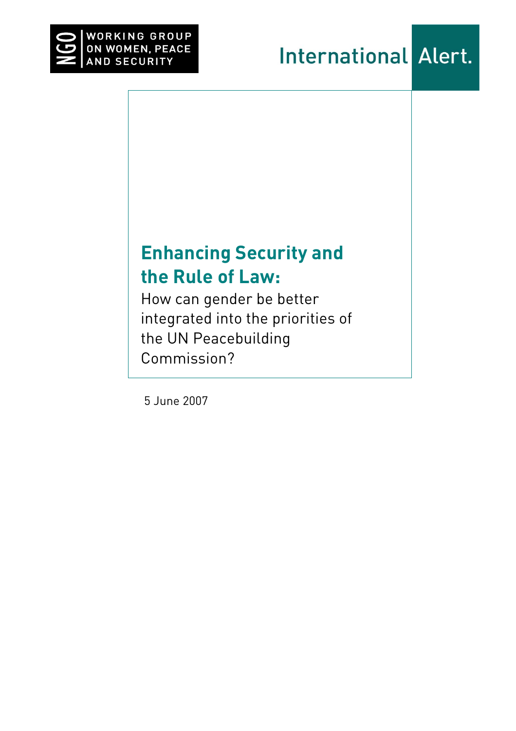NGO WORKING GROUP ON WOMEN, PEACE AND SECURITY

International Alert.

# Enhancing Security and the Rule of Law:

How can gender be better integrated into the priorities of the UN Peacebuilding Commission?

5 June 2007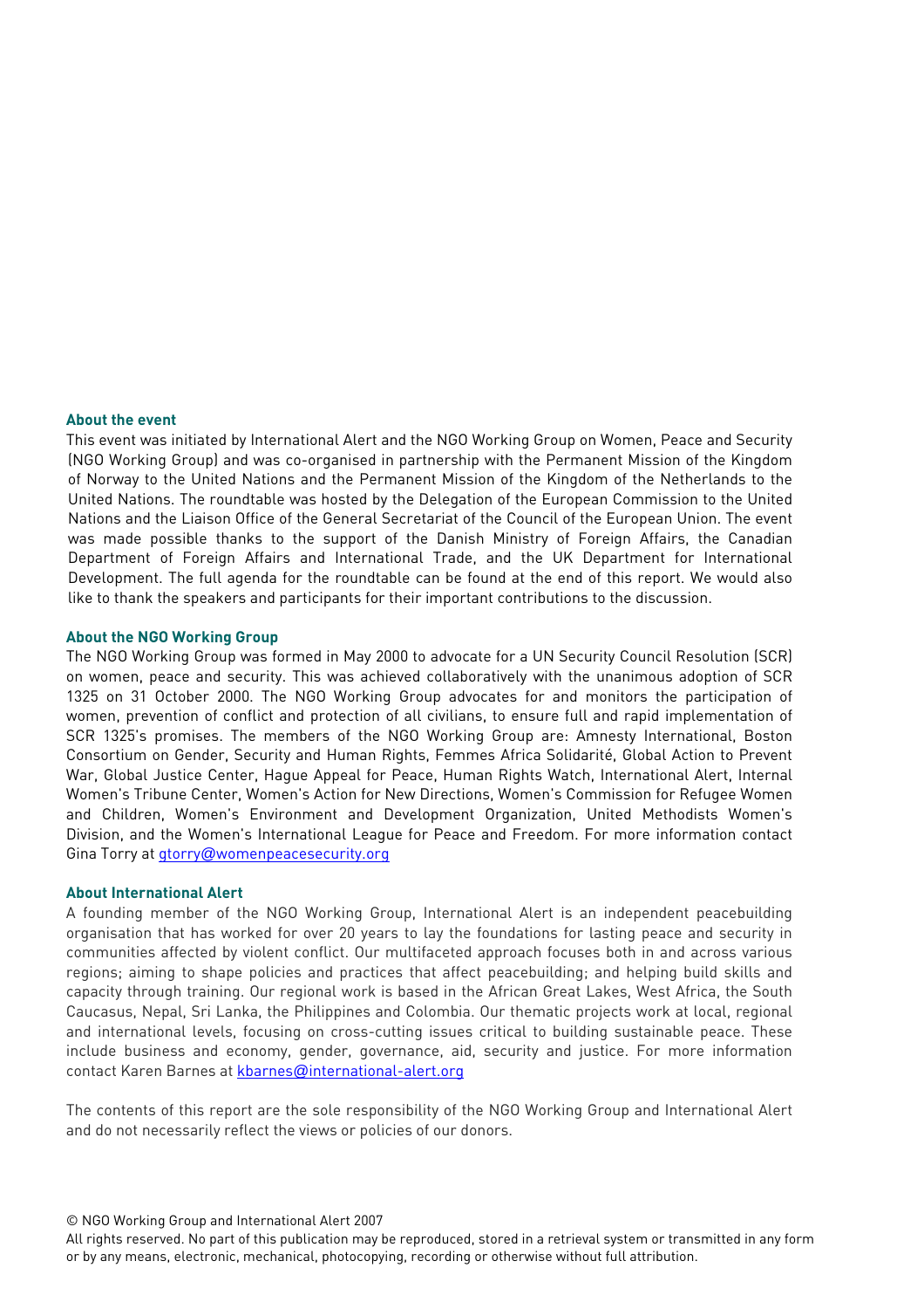### About the event

This event was initiated by International Alert and the NGO Working Group on Women, Peace and Security (NGO Working Group) and was co-organised in partnership with the Permanent Mission of the Kingdom of Norway to the United Nations and the Permanent Mission of the Kingdom of the Netherlands to the United Nations. The roundtable was hosted by the Delegation of the European Commission to the United Nations and the Liaison Office of the General Secretariat of the Council of the European Union. The event was made possible thanks to the support of the Danish Ministry of Foreign Affairs, the Canadian Department of Foreign Affairs and International Trade, and the UK Department for International Development. The full agenda for the roundtable can be found at the end of this report. We would also like to thank the speakers and participants for their important contributions to the discussion.

### About the NGO Working Group

The NGO Working Group was formed in May 2000 to advocate for a UN Security Council Resolution (SCR) on women, peace and security. This was achieved collaboratively with the unanimous adoption of SCR 1325 on 31 October 2000. The NGO Working Group advocates for and monitors the participation of women, prevention of conflict and protection of all civilians, to ensure full and rapid implementation of SCR 1325's promises. The members of the NGO Working Group are: Amnesty International, Boston Consortium on Gender, Security and Human Rights, Femmes Africa Solidarité, Global Action to Prevent War, Global Justice Center, Hague Appeal for Peace, Human Rights Watch, International Alert, Internal Women's Tribune Center, Women's Action for New Directions, Women's Commission for Refugee Women and Children, Women's Environment and Development Organization, United Methodists Women's Division, and the Women's International League for Peace and Freedom. For more information contact Gina Torry at gtorry@womenpeacesecurity.org

### About International Alert

A founding member of the NGO Working Group, International Alert is an independent peacebuilding organisation that has worked for over 20 years to lay the foundations for lasting peace and security in communities affected by violent conflict. Our multifaceted approach focuses both in and across various regions; aiming to shape policies and practices that affect peacebuilding; and helping build skills and capacity through training. Our regional work is based in the African Great Lakes, West Africa, the South Caucasus, Nepal, Sri Lanka, the Philippines and Colombia. Our thematic projects work at local, regional and international levels, focusing on cross-cutting issues critical to building sustainable peace. These include business and economy, gender, governance, aid, security and justice. For more information contact Karen Barnes at kbarnes@international-alert.org

The contents of this report are the sole responsibility of the NGO Working Group and International Alert and do not necessarily reflect the views or policies of our donors.

© NGO Working Group and International Alert 2007

All rights reserved. No part of this publication may be reproduced, stored in a retrieval system or transmitted in any form or by any means, electronic, mechanical, photocopying, recording or otherwise without full attribution.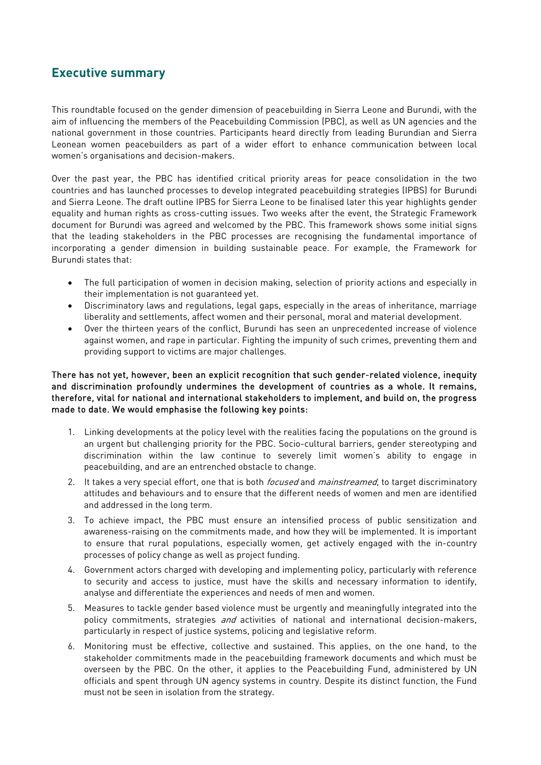## Executive summary

This roundtable focused on the gender dimension of peacebuilding in Sierra Leone and Burundi, with the aim of influencing the members of the Peacebuilding Commission (PBC), as well as UN agencies and the national government in those countries. Participants heard directly from leading Burundian and Sierra Leonean women peacebuilders as part of a wider effort to enhance communication between local women's organisations and decision-makers.

Over the past year, the PBC has identified critical priority areas for peace consolidation in the two countries and has launched processes to develop integrated peacebuilding strategies (IPBS) for Burundi and Sierra Leone. The draft outline IPBS for Sierra Leone to be finalised later this year highlights gender equality and human rights as cross-cutting issues. Two weeks after the event, the Strategic Framework document for Burundi was agreed and welcomed by the PBC. This framework shows some initial signs that the leading stakeholders in the PBC processes are recognising the fundamental importance of incorporating a gender dimension in building sustainable peace. For example, the Framework for Burundi states that:

- The full participation of women in decision making, selection of priority actions and especially in their implementation is not guaranteed yet.
- Discriminatory laws and regulations, legal gaps, especially in the areas of inheritance, marriage liberality and settlements, affect women and their personal, moral and material development.
- Over the thirteen years of the conflict, Burundi has seen an unprecedented increase of violence against women, and rape in particular. Fighting the impunity of such crimes, preventing them and providing support to victims are major challenges.

**There has not yet, however, been an explicit recognition that such gender-related violence, inequity and discrimination profoundly undermines the development of countries as a whole. It remains, therefore, vital for national and international stakeholders to implement, and build on, the progress made to date. We would emphasise the following key points:**

1. Linking developments at the policy level with the realities facing the populations on the ground is an urgent but challenging priority for the PBC. Socio-cultural barriers, gender stereotyping and discrimination within the law continue to severely limit women's ability to engage in peacebuilding, and are an entrenched obstacle to change.
2. It takes a very special effort, one that is both *focused* and *mainstreamed*, to target discriminatory attitudes and behaviours and to ensure that the different needs of women and men are identified and addressed in the long term.
3. To achieve impact, the PBC must ensure an intensified process of public sensitization and awareness-raising on the commitments made, and how they will be implemented. It is important to ensure that rural populations, especially women, get actively engaged with the in-country processes of policy change as well as project funding.
4. Government actors charged with developing and implementing policy, particularly with reference to security and access to justice, must have the skills and necessary information to identify, analyse and differentiate the experiences and needs of men and women.
5. Measures to tackle gender based violence must be urgently and meaningfully integrated into the policy commitments, strategies *and* activities of national and international decision-makers, particularly in respect of justice systems, policing and legislative reform.
6. Monitoring must be effective, collective and sustained. This applies, on the one hand, to the stakeholder commitments made in the peacebuilding framework documents and which must be overseen by the PBC. On the other, it applies to the Peacebuilding Fund, administered by UN officials and spent through UN agency systems in country. Despite its distinct function, the Fund must not be seen in isolation from the strategy.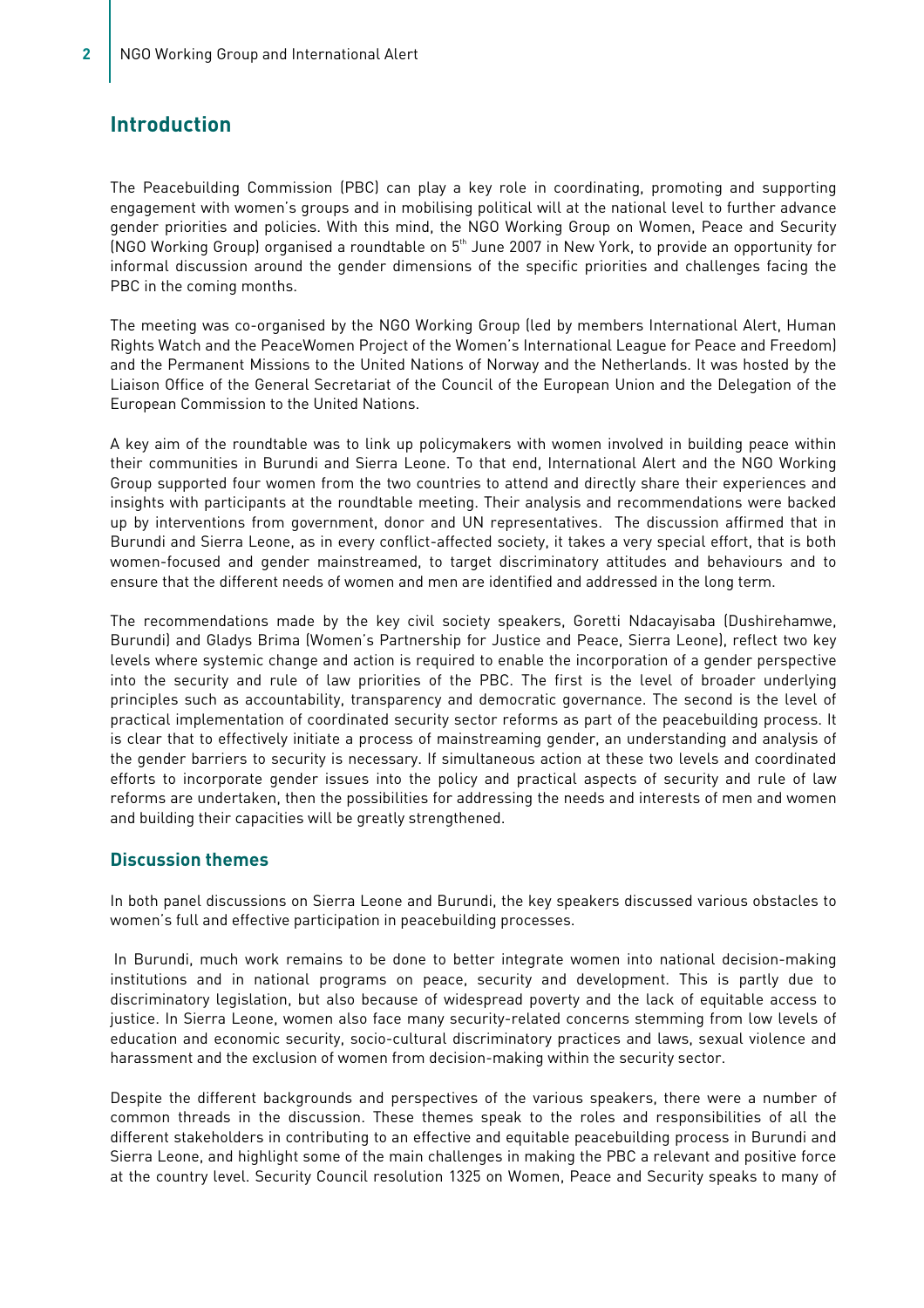## Introduction

The Peacebuilding Commission (PBC) can play a key role in coordinating, promoting and supporting engagement with women's groups and in mobilising political will at the national level to further advance gender priorities and policies. With this mind, the NGO Working Group on Women, Peace and Security (NGO Working Group) organised a roundtable on 5th June 2007 in New York, to provide an opportunity for informal discussion around the gender dimensions of the specific priorities and challenges facing the PBC in the coming months.

The meeting was co-organised by the NGO Working Group (led by members International Alert, Human Rights Watch and the PeaceWomen Project of the Women's International League for Peace and Freedom) and the Permanent Missions to the United Nations of Norway and the Netherlands. It was hosted by the Liaison Office of the General Secretariat of the Council of the European Union and the Delegation of the European Commission to the United Nations.

A key aim of the roundtable was to link up policymakers with women involved in building peace within their communities in Burundi and Sierra Leone. To that end, International Alert and the NGO Working Group supported four women from the two countries to attend and directly share their experiences and insights with participants at the roundtable meeting. Their analysis and recommendations were backed up by interventions from government, donor and UN representatives. The discussion affirmed that in Burundi and Sierra Leone, as in every conflict-affected society, it takes a very special effort, that is both women-focused and gender mainstreamed, to target discriminatory attitudes and behaviours and to ensure that the different needs of women and men are identified and addressed in the long term.

The recommendations made by the key civil society speakers, Goretti Ndacayisaba (Dushirehamwe, Burundi) and Gladys Brima (Women's Partnership for Justice and Peace, Sierra Leone), reflect two key levels where systemic change and action is required to enable the incorporation of a gender perspective into the security and rule of law priorities of the PBC. The first is the level of broader underlying principles such as accountability, transparency and democratic governance. The second is the level of practical implementation of coordinated security sector reforms as part of the peacebuilding process. It is clear that to effectively initiate a process of mainstreaming gender, an understanding and analysis of the gender barriers to security is necessary. If simultaneous action at these two levels and coordinated efforts to incorporate gender issues into the policy and practical aspects of security and rule of law reforms are undertaken, then the possibilities for addressing the needs and interests of men and women and building their capacities will be greatly strengthened.

### Discussion themes

In both panel discussions on Sierra Leone and Burundi, the key speakers discussed various obstacles to women's full and effective participation in peacebuilding processes.

In Burundi, much work remains to be done to better integrate women into national decision-making institutions and in national programs on peace, security and development. This is partly due to discriminatory legislation, but also because of widespread poverty and the lack of equitable access to justice. In Sierra Leone, women also face many security-related concerns stemming from low levels of education and economic security, socio-cultural discriminatory practices and laws, sexual violence and harassment and the exclusion of women from decision-making within the security sector.

Despite the different backgrounds and perspectives of the various speakers, there were a number of common threads in the discussion. These themes speak to the roles and responsibilities of all the different stakeholders in contributing to an effective and equitable peacebuilding process in Burundi and Sierra Leone, and highlight some of the main challenges in making the PBC a relevant and positive force at the country level. Security Council resolution 1325 on Women, Peace and Security speaks to many of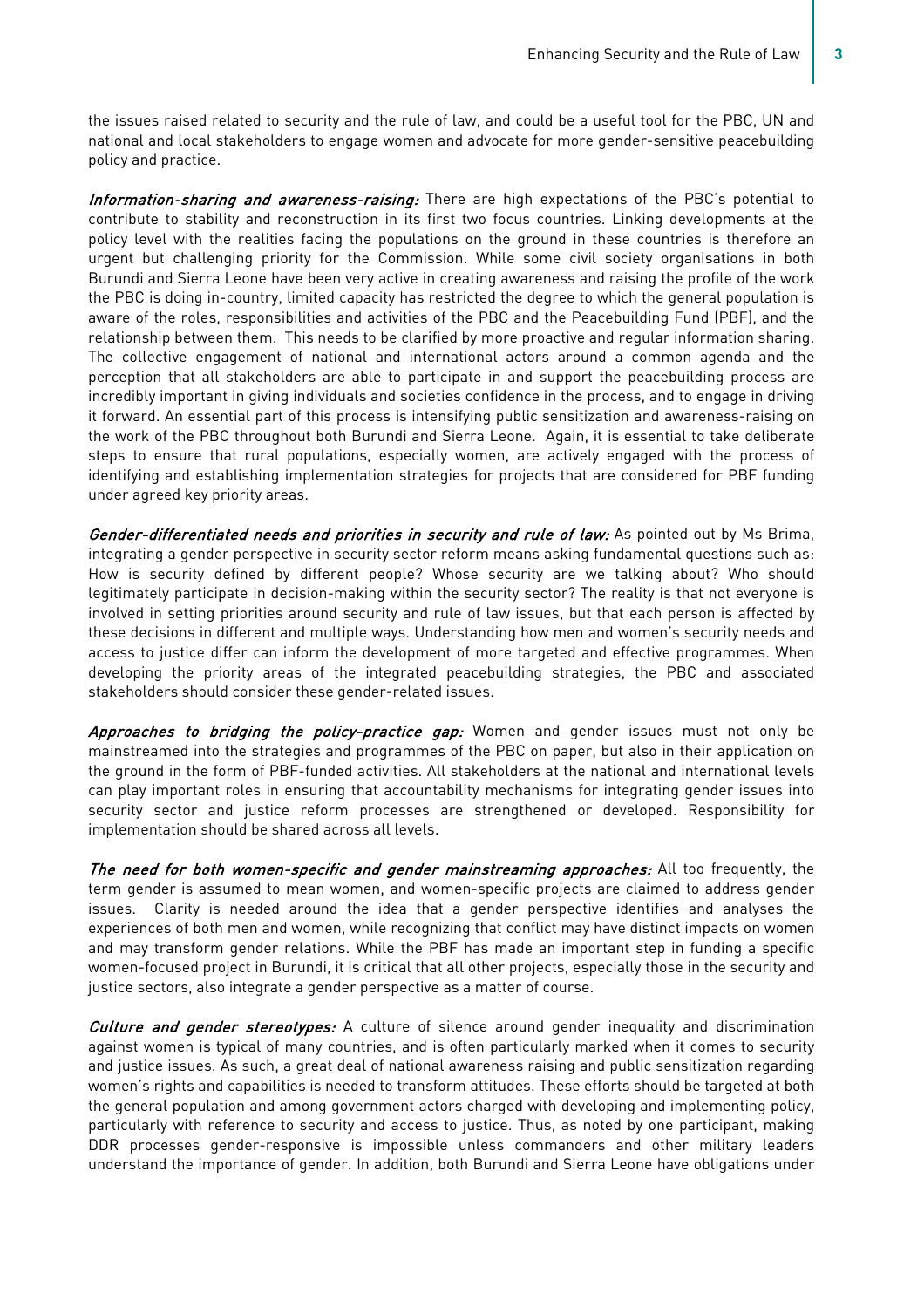the issues raised related to security and the rule of law, and could be a useful tool for the PBC, UN and national and local stakeholders to engage women and advocate for more gender-sensitive peacebuilding policy and practice.

***Information-sharing and awareness-raising:*** There are high expectations of the PBC's potential to contribute to stability and reconstruction in its first two focus countries. Linking developments at the policy level with the realities facing the populations on the ground in these countries is therefore an urgent but challenging priority for the Commission. While some civil society organisations in both Burundi and Sierra Leone have been very active in creating awareness and raising the profile of the work the PBC is doing in-country, limited capacity has restricted the degree to which the general population is aware of the roles, responsibilities and activities of the PBC and the Peacebuilding Fund (PBF), and the relationship between them. This needs to be clarified by more proactive and regular information sharing. The collective engagement of national and international actors around a common agenda and the perception that all stakeholders are able to participate in and support the peacebuilding process are incredibly important in giving individuals and societies confidence in the process, and to engage in driving it forward. An essential part of this process is intensifying public sensitization and awareness-raising on the work of the PBC throughout both Burundi and Sierra Leone. Again, it is essential to take deliberate steps to ensure that rural populations, especially women, are actively engaged with the process of identifying and establishing implementation strategies for projects that are considered for PBF funding under agreed key priority areas.

***Gender-differentiated needs and priorities in security and rule of law:*** As pointed out by Ms Brima, integrating a gender perspective in security sector reform means asking fundamental questions such as: How is security defined by different people? Whose security are we talking about? Who should legitimately participate in decision-making within the security sector? The reality is that not everyone is involved in setting priorities around security and rule of law issues, but that each person is affected by these decisions in different and multiple ways. Understanding how men and women's security needs and access to justice differ can inform the development of more targeted and effective programmes. When developing the priority areas of the integrated peacebuilding strategies, the PBC and associated stakeholders should consider these gender-related issues.

***Approaches to bridging the policy-practice gap:*** Women and gender issues must not only be mainstreamed into the strategies and programmes of the PBC on paper, but also in their application on the ground in the form of PBF-funded activities. All stakeholders at the national and international levels can play important roles in ensuring that accountability mechanisms for integrating gender issues into security sector and justice reform processes are strengthened or developed. Responsibility for implementation should be shared across all levels.

***The need for both women-specific and gender mainstreaming approaches:*** All too frequently, the term gender is assumed to mean women, and women-specific projects are claimed to address gender issues. Clarity is needed around the idea that a gender perspective identifies and analyses the experiences of both men and women, while recognizing that conflict may have distinct impacts on women and may transform gender relations. While the PBF has made an important step in funding a specific women-focused project in Burundi, it is critical that all other projects, especially those in the security and justice sectors, also integrate a gender perspective as a matter of course.

***Culture and gender stereotypes:*** A culture of silence around gender inequality and discrimination against women is typical of many countries, and is often particularly marked when it comes to security and justice issues. As such, a great deal of national awareness raising and public sensitization regarding women's rights and capabilities is needed to transform attitudes. These efforts should be targeted at both the general population and among government actors charged with developing and implementing policy, particularly with reference to security and access to justice. Thus, as noted by one participant, making DDR processes gender-responsive is impossible unless commanders and other military leaders understand the importance of gender. In addition, both Burundi and Sierra Leone have obligations under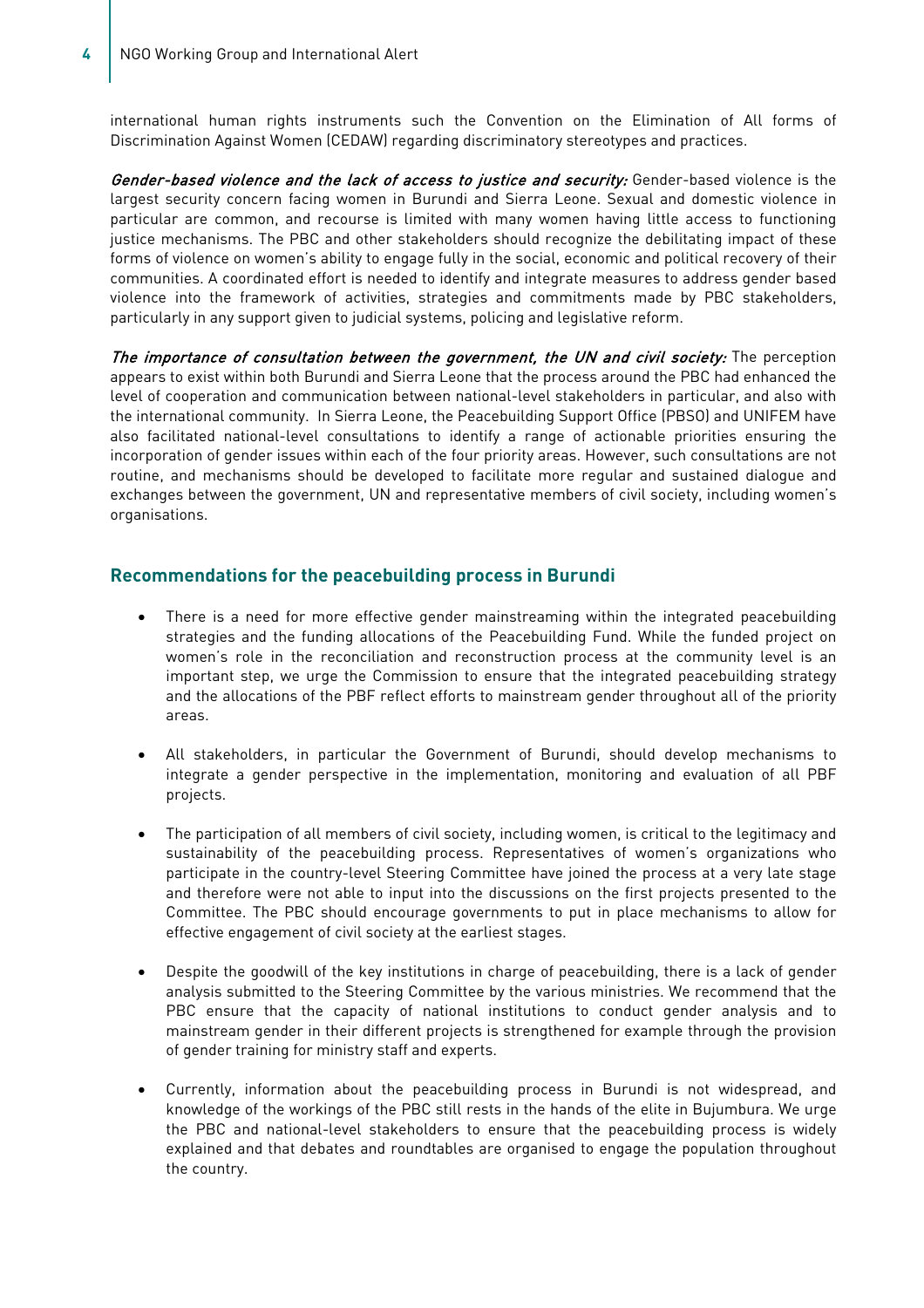international human rights instruments such the Convention on the Elimination of All forms of Discrimination Against Women (CEDAW) regarding discriminatory stereotypes and practices.

***Gender-based violence and the lack of access to justice and security:*** Gender-based violence is the largest security concern facing women in Burundi and Sierra Leone. Sexual and domestic violence in particular are common, and recourse is limited with many women having little access to functioning justice mechanisms. The PBC and other stakeholders should recognize the debilitating impact of these forms of violence on women's ability to engage fully in the social, economic and political recovery of their communities. A coordinated effort is needed to identify and integrate measures to address gender based violence into the framework of activities, strategies and commitments made by PBC stakeholders, particularly in any support given to judicial systems, policing and legislative reform.

***The importance of consultation between the government, the UN and civil society:*** The perception appears to exist within both Burundi and Sierra Leone that the process around the PBC had enhanced the level of cooperation and communication between national-level stakeholders in particular, and also with the international community. In Sierra Leone, the Peacebuilding Support Office (PBSO) and UNIFEM have also facilitated national-level consultations to identify a range of actionable priorities ensuring the incorporation of gender issues within each of the four priority areas. However, such consultations are not routine, and mechanisms should be developed to facilitate more regular and sustained dialogue and exchanges between the government, UN and representative members of civil society, including women's organisations.

## Recommendations for the peacebuilding process in Burundi

- There is a need for more effective gender mainstreaming within the integrated peacebuilding strategies and the funding allocations of the Peacebuilding Fund. While the funded project on women's role in the reconciliation and reconstruction process at the community level is an important step, we urge the Commission to ensure that the integrated peacebuilding strategy and the allocations of the PBF reflect efforts to mainstream gender throughout all of the priority areas.

- All stakeholders, in particular the Government of Burundi, should develop mechanisms to integrate a gender perspective in the implementation, monitoring and evaluation of all PBF projects.

- The participation of all members of civil society, including women, is critical to the legitimacy and sustainability of the peacebuilding process. Representatives of women's organizations who participate in the country-level Steering Committee have joined the process at a very late stage and therefore were not able to input into the discussions on the first projects presented to the Committee. The PBC should encourage governments to put in place mechanisms to allow for effective engagement of civil society at the earliest stages.

- Despite the goodwill of the key institutions in charge of peacebuilding, there is a lack of gender analysis submitted to the Steering Committee by the various ministries. We recommend that the PBC ensure that the capacity of national institutions to conduct gender analysis and to mainstream gender in their different projects is strengthened for example through the provision of gender training for ministry staff and experts.

- Currently, information about the peacebuilding process in Burundi is not widespread, and knowledge of the workings of the PBC still rests in the hands of the elite in Bujumbura. We urge the PBC and national-level stakeholders to ensure that the peacebuilding process is widely explained and that debates and roundtables are organised to engage the population throughout the country.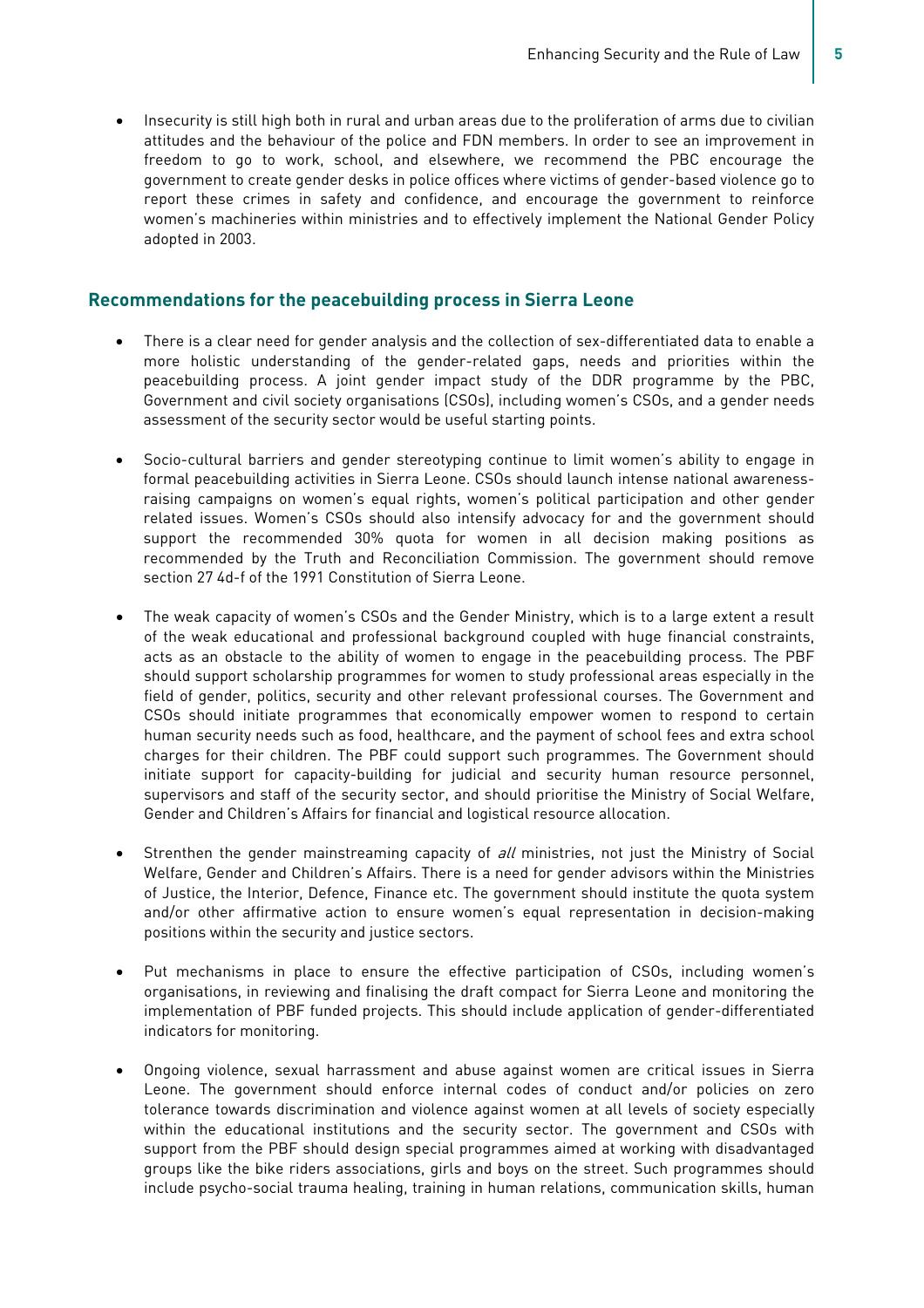- Insecurity is still high both in rural and urban areas due to the proliferation of arms due to civilian attitudes and the behaviour of the police and FDN members. In order to see an improvement in freedom to go to work, school, and elsewhere, we recommend the PBC encourage the government to create gender desks in police offices where victims of gender-based violence go to report these crimes in safety and confidence, and encourage the government to reinforce women's machineries within ministries and to effectively implement the National Gender Policy adopted in 2003.

## Recommendations for the peacebuilding process in Sierra Leone

- There is a clear need for gender analysis and the collection of sex-differentiated data to enable a more holistic understanding of the gender-related gaps, needs and priorities within the peacebuilding process. A joint gender impact study of the DDR programme by the PBC, Government and civil society organisations (CSOs), including women's CSOs, and a gender needs assessment of the security sector would be useful starting points.

- Socio-cultural barriers and gender stereotyping continue to limit women's ability to engage in formal peacebuilding activities in Sierra Leone. CSOs should launch intense national awareness-raising campaigns on women's equal rights, women's political participation and other gender related issues. Women's CSOs should also intensify advocacy for and the government should support the recommended 30% quota for women in all decision making positions as recommended by the Truth and Reconciliation Commission. The government should remove section 27 4d-f of the 1991 Constitution of Sierra Leone.

- The weak capacity of women's CSOs and the Gender Ministry, which is to a large extent a result of the weak educational and professional background coupled with huge financial constraints, acts as an obstacle to the ability of women to engage in the peacebuilding process. The PBF should support scholarship programmes for women to study professional areas especially in the field of gender, politics, security and other relevant professional courses. The Government and CSOs should initiate programmes that economically empower women to respond to certain human security needs such as food, healthcare, and the payment of school fees and extra school charges for their children. The PBF could support such programmes. The Government should initiate support for capacity-building for judicial and security human resource personnel, supervisors and staff of the security sector, and should prioritise the Ministry of Social Welfare, Gender and Children's Affairs for financial and logistical resource allocation.

- Strenthen the gender mainstreaming capacity of *all* ministries, not just the Ministry of Social Welfare, Gender and Children's Affairs. There is a need for gender advisors within the Ministries of Justice, the Interior, Defence, Finance etc. The government should institute the quota system and/or other affirmative action to ensure women's equal representation in decision-making positions within the security and justice sectors.

- Put mechanisms in place to ensure the effective participation of CSOs, including women's organisations, in reviewing and finalising the draft compact for Sierra Leone and monitoring the implementation of PBF funded projects. This should include application of gender-differentiated indicators for monitoring.

- Ongoing violence, sexual harrassment and abuse against women are critical issues in Sierra Leone. The government should enforce internal codes of conduct and/or policies on zero tolerance towards discrimination and violence against women at all levels of society especially within the educational institutions and the security sector. The government and CSOs with support from the PBF should design special programmes aimed at working with disadvantaged groups like the bike riders associations, girls and boys on the street. Such programmes should include psycho-social trauma healing, training in human relations, communication skills, human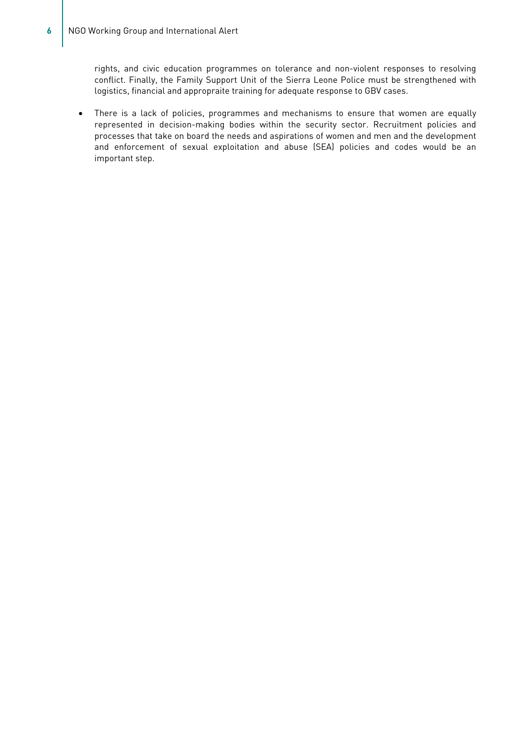rights, and civic education programmes on tolerance and non-violent responses to resolving conflict. Finally, the Family Support Unit of the Sierra Leone Police must be strengthened with logistics, financial and appropraite training for adequate response to GBV cases.

- There is a lack of policies, programmes and mechanisms to ensure that women are equally represented in decision-making bodies within the security sector. Recruitment policies and processes that take on board the needs and aspirations of women and men and the development and enforcement of sexual exploitation and abuse (SEA) policies and codes would be an important step.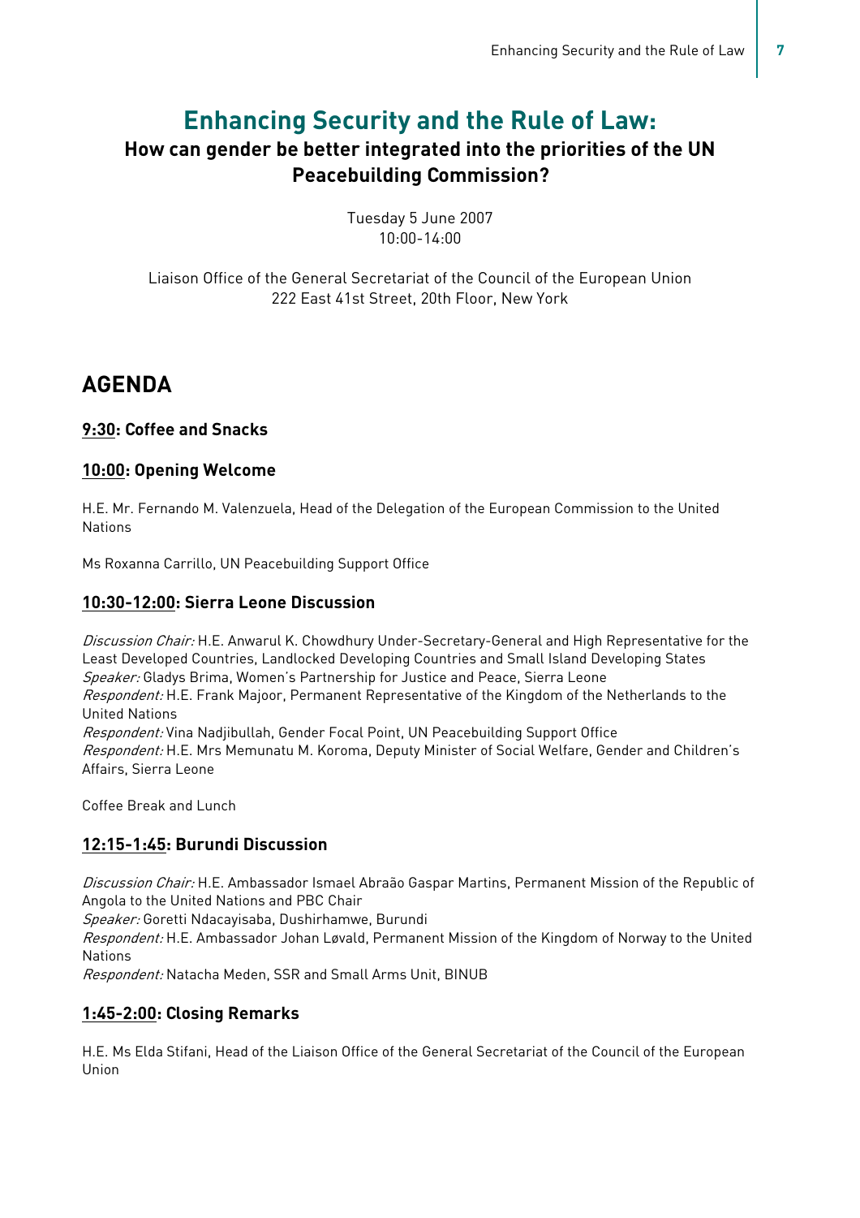# Enhancing Security and the Rule of Law:

## How can gender be better integrated into the priorities of the UN Peacebuilding Commission?

Tuesday 5 June 2007
10:00-14:00

Liaison Office of the General Secretariat of the Council of the European Union
222 East 41st Street, 20th Floor, New York

## AGENDA

### 9:30: Coffee and Snacks

### 10:00: Opening Welcome

H.E. Mr. Fernando M. Valenzuela, Head of the Delegation of the European Commission to the United Nations

Ms Roxanna Carrillo, UN Peacebuilding Support Office

### 10:30-12:00: Sierra Leone Discussion

*Discussion Chair:* H.E. Anwarul K. Chowdhury Under-Secretary-General and High Representative for the Least Developed Countries, Landlocked Developing Countries and Small Island Developing States
*Speaker:* Gladys Brima, Women's Partnership for Justice and Peace, Sierra Leone
*Respondent:* H.E. Frank Majoor, Permanent Representative of the Kingdom of the Netherlands to the United Nations
*Respondent:* Vina Nadjibullah, Gender Focal Point, UN Peacebuilding Support Office
*Respondent:* H.E. Mrs Memunatu M. Koroma, Deputy Minister of Social Welfare, Gender and Children's Affairs, Sierra Leone

Coffee Break and Lunch

### 12:15-1:45: Burundi Discussion

*Discussion Chair:* H.E. Ambassador Ismael Abraão Gaspar Martins, Permanent Mission of the Republic of Angola to the United Nations and PBC Chair
*Speaker:* Goretti Ndacayisaba, Dushirhamwe, Burundi
*Respondent:* H.E. Ambassador Johan Løvald, Permanent Mission of the Kingdom of Norway to the United Nations
*Respondent:* Natacha Meden, SSR and Small Arms Unit, BINUB

### 1:45-2:00: Closing Remarks

H.E. Ms Elda Stifani, Head of the Liaison Office of the General Secretariat of the Council of the European Union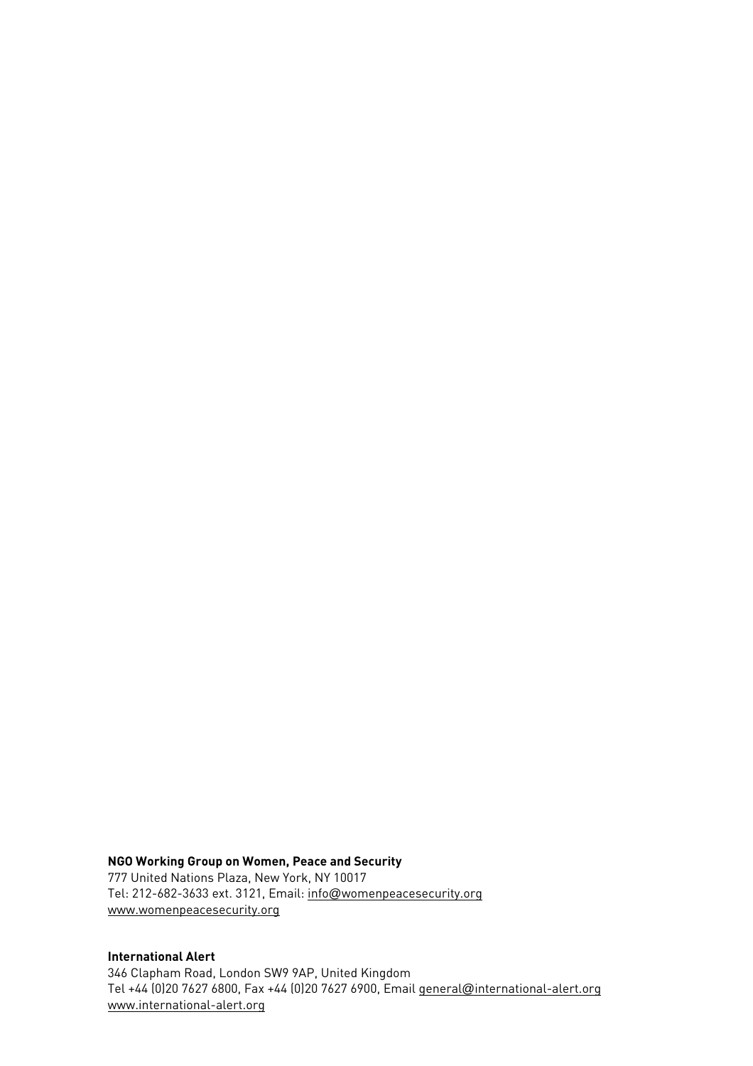**NGO Working Group on Women, Peace and Security**
777 United Nations Plaza, New York, NY 10017
Tel: 212-682-3633 ext. 3121, Email: info@womenpeacesecurity.org
www.womenpeacesecurity.org

**International Alert**
346 Clapham Road, London SW9 9AP, United Kingdom
Tel +44 (0)20 7627 6800, Fax +44 (0)20 7627 6900, Email general@international-alert.org
www.international-alert.org